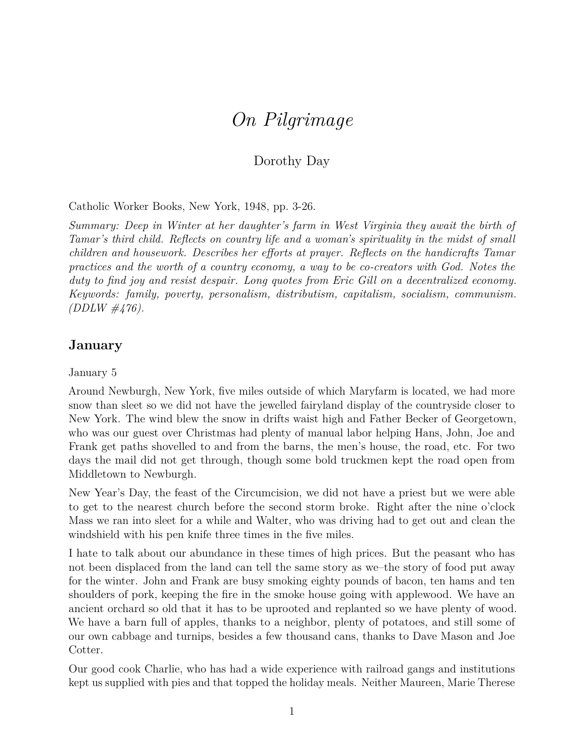# *On Pilgrimage*

Dorothy Day

Catholic Worker Books, New York, 1948, pp. 3-26.

*Summary: Deep in Winter at her daughter's farm in West Virginia they await the birth of Tamar's third child. Reflects on country life and a woman's spirituality in the midst of small children and housework. Describes her efforts at prayer. Reflects on the handicrafts Tamar practices and the worth of a country economy, a way to be co-creators with God. Notes the duty to find joy and resist despair. Long quotes from Eric Gill on a decentralized economy. Keywords: family, poverty, personalism, distributism, capitalism, socialism, communism. (DDLW #476).*

## January

January 5

Around Newburgh, New York, five miles outside of which Maryfarm is located, we had more snow than sleet so we did not have the jewelled fairyland display of the countryside closer to New York. The wind blew the snow in drifts waist high and Father Becker of Georgetown, who was our guest over Christmas had plenty of manual labor helping Hans, John, Joe and Frank get paths shovelled to and from the barns, the men's house, the road, etc. For two days the mail did not get through, though some bold truckmen kept the road open from Middletown to Newburgh.

New Year's Day, the feast of the Circumcision, we did not have a priest but we were able to get to the nearest church before the second storm broke. Right after the nine o'clock Mass we ran into sleet for a while and Walter, who was driving had to get out and clean the windshield with his pen knife three times in the five miles.

I hate to talk about our abundance in these times of high prices. But the peasant who has not been displaced from the land can tell the same story as we–the story of food put away for the winter. John and Frank are busy smoking eighty pounds of bacon, ten hams and ten shoulders of pork, keeping the fire in the smoke house going with applewood. We have an ancient orchard so old that it has to be uprooted and replanted so we have plenty of wood. We have a barn full of apples, thanks to a neighbor, plenty of potatoes, and still some of our own cabbage and turnips, besides a few thousand cans, thanks to Dave Mason and Joe Cotter.

Our good cook Charlie, who has had a wide experience with railroad gangs and institutions kept us supplied with pies and that topped the holiday meals. Neither Maureen, Marie Therese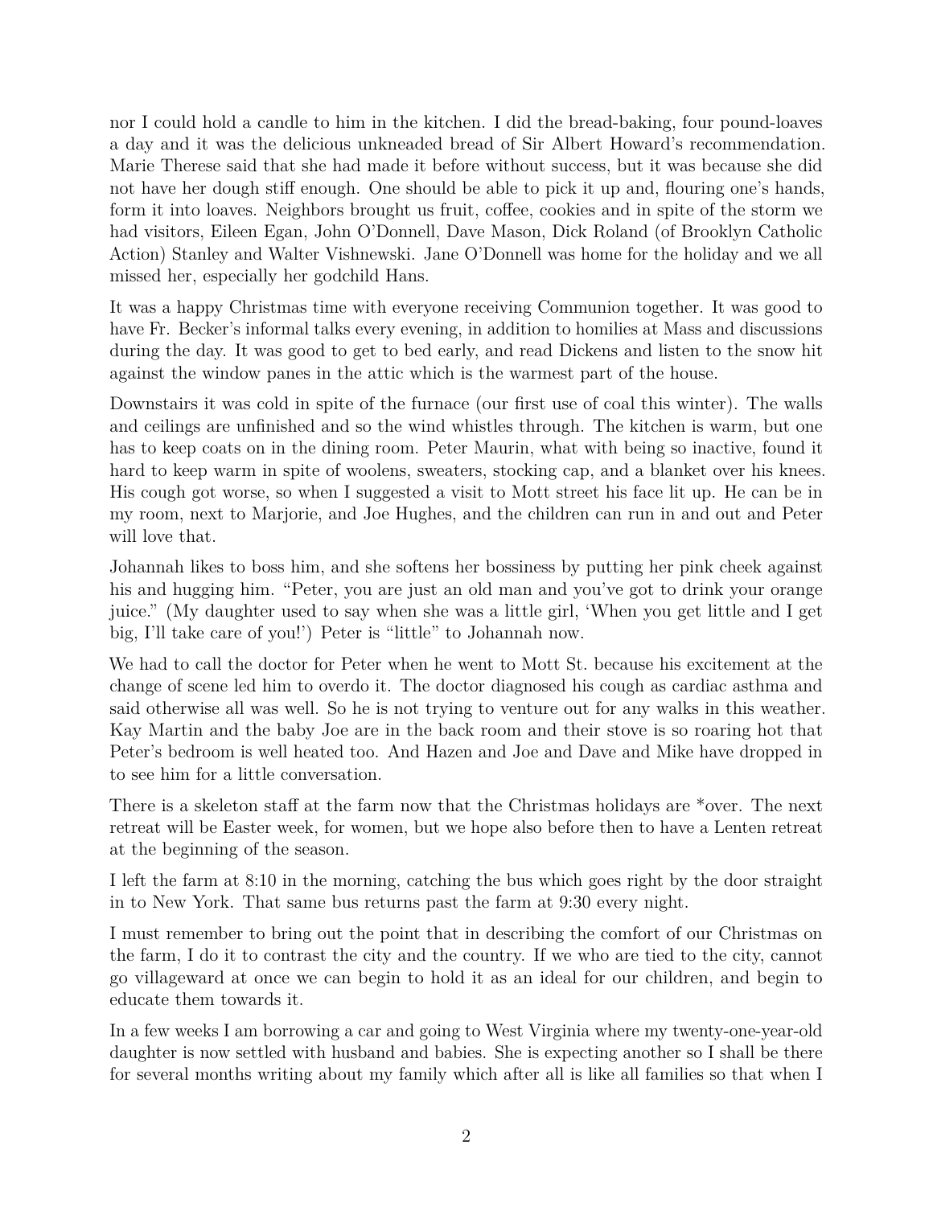nor I could hold a candle to him in the kitchen. I did the bread-baking, four pound-loaves a day and it was the delicious unkneaded bread of Sir Albert Howard's recommendation. Marie Therese said that she had made it before without success, but it was because she did not have her dough stiff enough. One should be able to pick it up and, flouring one's hands, form it into loaves. Neighbors brought us fruit, coffee, cookies and in spite of the storm we had visitors, Eileen Egan, John O'Donnell, Dave Mason, Dick Roland (of Brooklyn Catholic Action) Stanley and Walter Vishnewski. Jane O'Donnell was home for the holiday and we all missed her, especially her godchild Hans.

It was a happy Christmas time with everyone receiving Communion together. It was good to have Fr. Becker's informal talks every evening, in addition to homilies at Mass and discussions during the day. It was good to get to bed early, and read Dickens and listen to the snow hit against the window panes in the attic which is the warmest part of the house.

Downstairs it was cold in spite of the furnace (our first use of coal this winter). The walls and ceilings are unfinished and so the wind whistles through. The kitchen is warm, but one has to keep coats on in the dining room. Peter Maurin, what with being so inactive, found it hard to keep warm in spite of woolens, sweaters, stocking cap, and a blanket over his knees. His cough got worse, so when I suggested a visit to Mott street his face lit up. He can be in my room, next to Marjorie, and Joe Hughes, and the children can run in and out and Peter will love that.

Johannah likes to boss him, and she softens her bossiness by putting her pink cheek against his and hugging him. "Peter, you are just an old man and you've got to drink your orange juice." (My daughter used to say when she was a little girl, 'When you get little and I get big, I'll take care of you!') Peter is "little" to Johannah now.

We had to call the doctor for Peter when he went to Mott St. because his excitement at the change of scene led him to overdo it. The doctor diagnosed his cough as cardiac asthma and said otherwise all was well. So he is not trying to venture out for any walks in this weather. Kay Martin and the baby Joe are in the back room and their stove is so roaring hot that Peter's bedroom is well heated too. And Hazen and Joe and Dave and Mike have dropped in to see him for a little conversation.

There is a skeleton staff at the farm now that the Christmas holidays are *over. The next retreat will be Easter week, for women, but we hope also before then to have a Lenten retreat at the beginning of the season.

I left the farm at 8:10 in the morning, catching the bus which goes right by the door straight in to New York. That same bus returns past the farm at 9:30 every night.

I must remember to bring out the point that in describing the comfort of our Christmas on the farm, I do it to contrast the city and the country. If we who are tied to the city, cannot go villageward at once we can begin to hold it as an ideal for our children, and begin to educate them towards it.

In a few weeks I am borrowing a car and going to West Virginia where my twenty-one-year-old daughter is now settled with husband and babies. She is expecting another so I shall be there for several months writing about my family which after all is like all families so that when I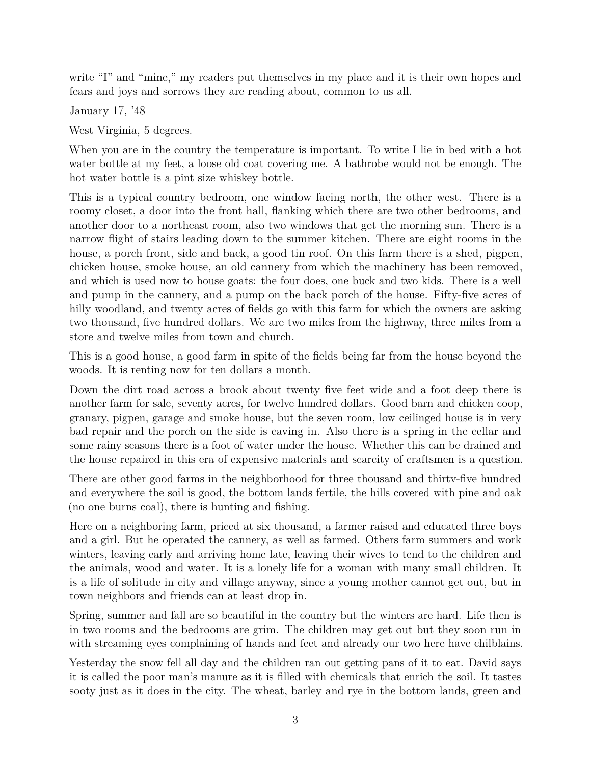write "I" and "mine," my readers put themselves in my place and it is their own hopes and fears and joys and sorrows they are reading about, common to us all.

January 17, '48

West Virginia, 5 degrees.

When you are in the country the temperature is important. To write I lie in bed with a hot water bottle at my feet, a loose old coat covering me. A bathrobe would not be enough. The hot water bottle is a pint size whiskey bottle.

This is a typical country bedroom, one window facing north, the other west. There is a roomy closet, a door into the front hall, flanking which there are two other bedrooms, and another door to a northeast room, also two windows that get the morning sun. There is a narrow flight of stairs leading down to the summer kitchen. There are eight rooms in the house, a porch front, side and back, a good tin roof. On this farm there is a shed, pigpen, chicken house, smoke house, an old cannery from which the machinery has been removed, and which is used now to house goats: the four does, one buck and two kids. There is a well and pump in the cannery, and a pump on the back porch of the house. Fifty-five acres of hilly woodland, and twenty acres of fields go with this farm for which the owners are asking two thousand, five hundred dollars. We are two miles from the highway, three miles from a store and twelve miles from town and church.

This is a good house, a good farm in spite of the fields being far from the house beyond the woods. It is renting now for ten dollars a month.

Down the dirt road across a brook about twenty five feet wide and a foot deep there is another farm for sale, seventy acres, for twelve hundred dollars. Good barn and chicken coop, granary, pigpen, garage and smoke house, but the seven room, low ceilinged house is in very bad repair and the porch on the side is caving in. Also there is a spring in the cellar and some rainy seasons there is a foot of water under the house. Whether this can be drained and the house repaired in this era of expensive materials and scarcity of craftsmen is a question.

There are other good farms in the neighborhood for three thousand and thirtv-five hundred and everywhere the soil is good, the bottom lands fertile, the hills covered with pine and oak (no one burns coal), there is hunting and fishing.

Here on a neighboring farm, priced at six thousand, a farmer raised and educated three boys and a girl. But he operated the cannery, as well as farmed. Others farm summers and work winters, leaving early and arriving home late, leaving their wives to tend to the children and the animals, wood and water. It is a lonely life for a woman with many small children. It is a life of solitude in city and village anyway, since a young mother cannot get out, but in town neighbors and friends can at least drop in.

Spring, summer and fall are so beautiful in the country but the winters are hard. Life then is in two rooms and the bedrooms are grim. The children may get out but they soon run in with streaming eyes complaining of hands and feet and already our two here have chilblains.

Yesterday the snow fell all day and the children ran out getting pans of it to eat. David says it is called the poor man's manure as it is filled with chemicals that enrich the soil. It tastes sooty just as it does in the city. The wheat, barley and rye in the bottom lands, green and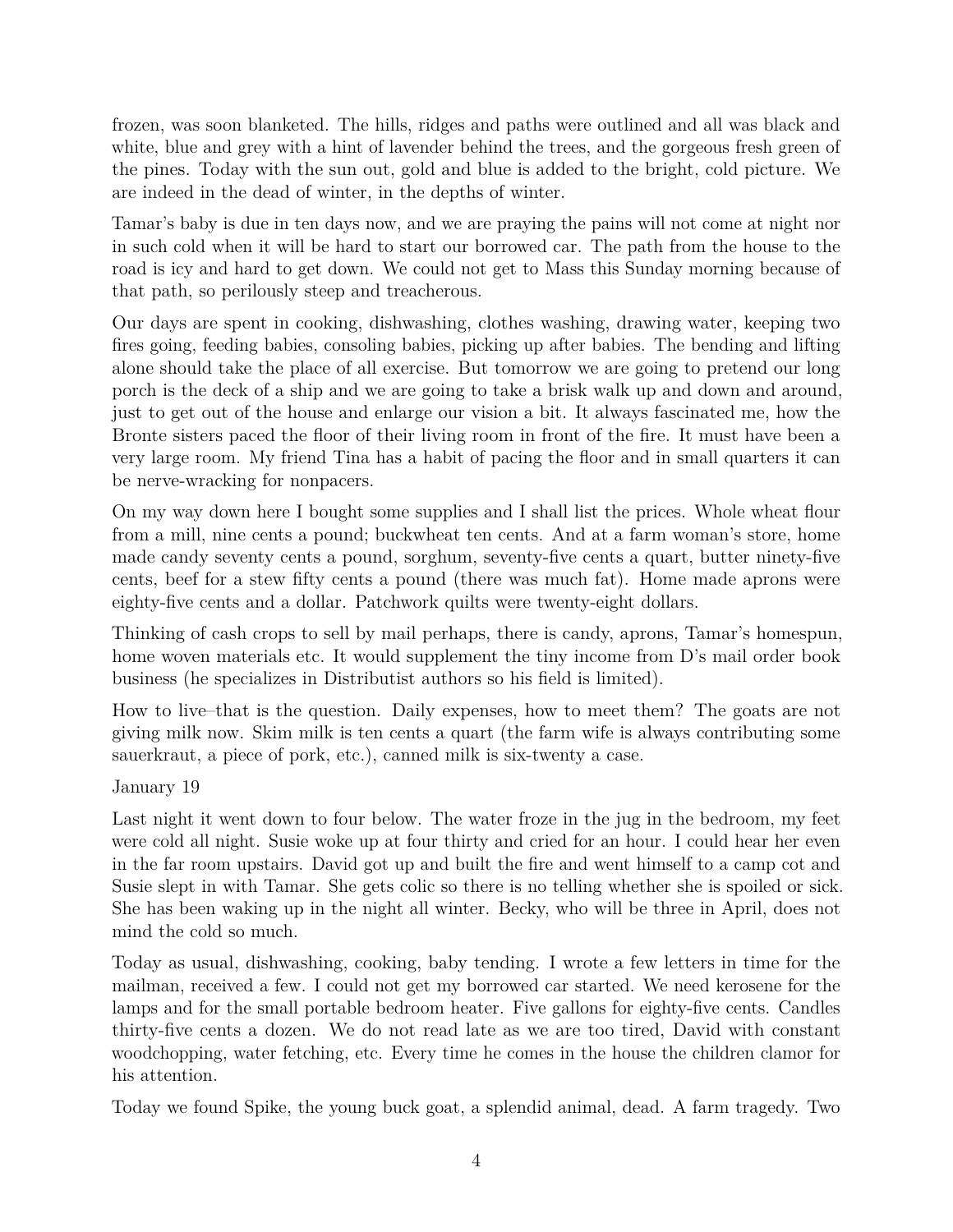frozen, was soon blanketed. The hills, ridges and paths were outlined and all was black and white, blue and grey with a hint of lavender behind the trees, and the gorgeous fresh green of the pines. Today with the sun out, gold and blue is added to the bright, cold picture. We are indeed in the dead of winter, in the depths of winter.

Tamar's baby is due in ten days now, and we are praying the pains will not come at night nor in such cold when it will be hard to start our borrowed car. The path from the house to the road is icy and hard to get down. We could not get to Mass this Sunday morning because of that path, so perilously steep and treacherous.

Our days are spent in cooking, dishwashing, clothes washing, drawing water, keeping two fires going, feeding babies, consoling babies, picking up after babies. The bending and lifting alone should take the place of all exercise. But tomorrow we are going to pretend our long porch is the deck of a ship and we are going to take a brisk walk up and down and around, just to get out of the house and enlarge our vision a bit. It always fascinated me, how the Bronte sisters paced the floor of their living room in front of the fire. It must have been a very large room. My friend Tina has a habit of pacing the floor and in small quarters it can be nerve-wracking for nonpacers.

On my way down here I bought some supplies and I shall list the prices. Whole wheat flour from a mill, nine cents a pound; buckwheat ten cents. And at a farm woman's store, home made candy seventy cents a pound, sorghum, seventy-five cents a quart, butter ninety-five cents, beef for a stew fifty cents a pound (there was much fat). Home made aprons were eighty-five cents and a dollar. Patchwork quilts were twenty-eight dollars.

Thinking of cash crops to sell by mail perhaps, there is candy, aprons, Tamar's homespun, home woven materials etc. It would supplement the tiny income from D's mail order book business (he specializes in Distributist authors so his field is limited).

How to live–that is the question. Daily expenses, how to meet them? The goats are not giving milk now. Skim milk is ten cents a quart (the farm wife is always contributing some sauerkraut, a piece of pork, etc.), canned milk is six-twenty a case.

January 19

Last night it went down to four below. The water froze in the jug in the bedroom, my feet were cold all night. Susie woke up at four thirty and cried for an hour. I could hear her even in the far room upstairs. David got up and built the fire and went himself to a camp cot and Susie slept in with Tamar. She gets colic so there is no telling whether she is spoiled or sick. She has been waking up in the night all winter. Becky, who will be three in April, does not mind the cold so much.

Today as usual, dishwashing, cooking, baby tending. I wrote a few letters in time for the mailman, received a few. I could not get my borrowed car started. We need kerosene for the lamps and for the small portable bedroom heater. Five gallons for eighty-five cents. Candles thirty-five cents a dozen. We do not read late as we are too tired, David with constant woodchopping, water fetching, etc. Every time he comes in the house the children clamor for his attention.

Today we found Spike, the young buck goat, a splendid animal, dead. A farm tragedy. Two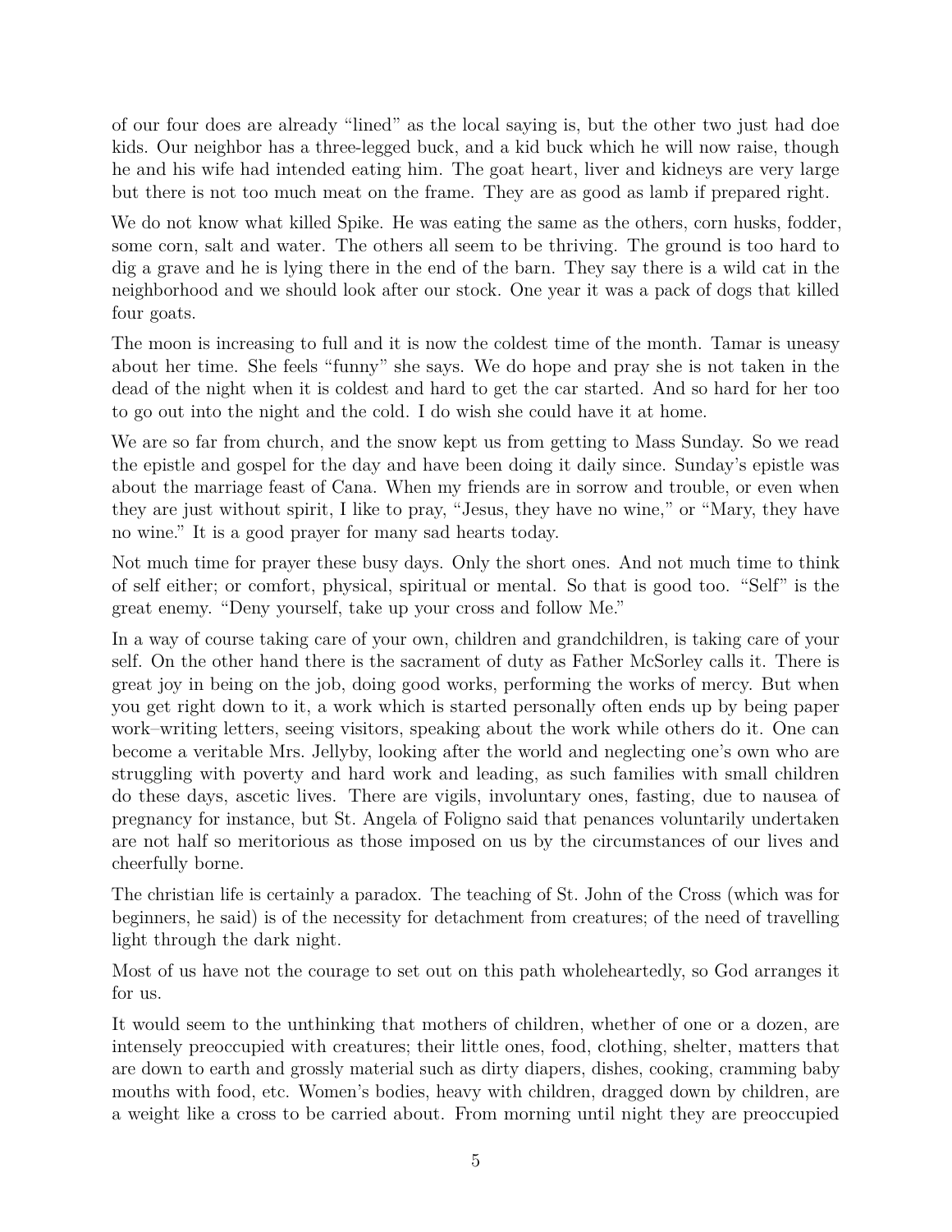of our four does are already "lined" as the local saying is, but the other two just had doe kids. Our neighbor has a three-legged buck, and a kid buck which he will now raise, though he and his wife had intended eating him. The goat heart, liver and kidneys are very large but there is not too much meat on the frame. They are as good as lamb if prepared right.

We do not know what killed Spike. He was eating the same as the others, corn husks, fodder, some corn, salt and water. The others all seem to be thriving. The ground is too hard to dig a grave and he is lying there in the end of the barn. They say there is a wild cat in the neighborhood and we should look after our stock. One year it was a pack of dogs that killed four goats.

The moon is increasing to full and it is now the coldest time of the month. Tamar is uneasy about her time. She feels "funny" she says. We do hope and pray she is not taken in the dead of the night when it is coldest and hard to get the car started. And so hard for her too to go out into the night and the cold. I do wish she could have it at home.

We are so far from church, and the snow kept us from getting to Mass Sunday. So we read the epistle and gospel for the day and have been doing it daily since. Sunday's epistle was about the marriage feast of Cana. When my friends are in sorrow and trouble, or even when they are just without spirit, I like to pray, "Jesus, they have no wine," or "Mary, they have no wine." It is a good prayer for many sad hearts today.

Not much time for prayer these busy days. Only the short ones. And not much time to think of self either; or comfort, physical, spiritual or mental. So that is good too. "Self" is the great enemy. "Deny yourself, take up your cross and follow Me."

In a way of course taking care of your own, children and grandchildren, is taking care of your self. On the other hand there is the sacrament of duty as Father McSorley calls it. There is great joy in being on the job, doing good works, performing the works of mercy. But when you get right down to it, a work which is started personally often ends up by being paper work–writing letters, seeing visitors, speaking about the work while others do it. One can become a veritable Mrs. Jellyby, looking after the world and neglecting one's own who are struggling with poverty and hard work and leading, as such families with small children do these days, ascetic lives. There are vigils, involuntary ones, fasting, due to nausea of pregnancy for instance, but St. Angela of Foligno said that penances voluntarily undertaken are not half so meritorious as those imposed on us by the circumstances of our lives and cheerfully borne.

The christian life is certainly a paradox. The teaching of St. John of the Cross (which was for beginners, he said) is of the necessity for detachment from creatures; of the need of travelling light through the dark night.

Most of us have not the courage to set out on this path wholeheartedly, so God arranges it for us.

It would seem to the unthinking that mothers of children, whether of one or a dozen, are intensely preoccupied with creatures; their little ones, food, clothing, shelter, matters that are down to earth and grossly material such as dirty diapers, dishes, cooking, cramming baby mouths with food, etc. Women's bodies, heavy with children, dragged down by children, are a weight like a cross to be carried about. From morning until night they are preoccupied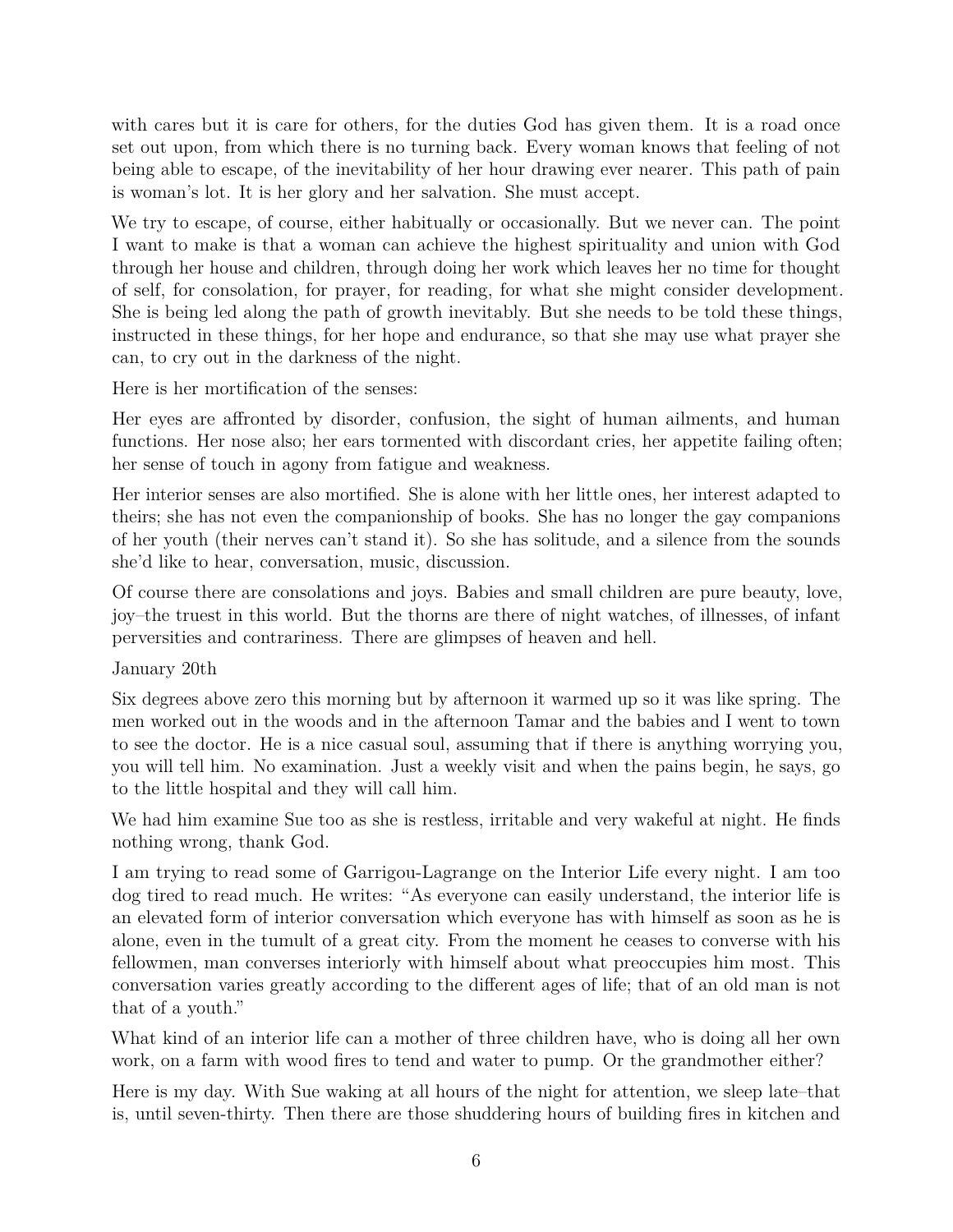with cares but it is care for others, for the duties God has given them. It is a road once set out upon, from which there is no turning back. Every woman knows that feeling of not being able to escape, of the inevitability of her hour drawing ever nearer. This path of pain is woman's lot. It is her glory and her salvation. She must accept.

We try to escape, of course, either habitually or occasionally. But we never can. The point I want to make is that a woman can achieve the highest spirituality and union with God through her house and children, through doing her work which leaves her no time for thought of self, for consolation, for prayer, for reading, for what she might consider development. She is being led along the path of growth inevitably. But she needs to be told these things, instructed in these things, for her hope and endurance, so that she may use what prayer she can, to cry out in the darkness of the night.

Here is her mortification of the senses:

Her eyes are affronted by disorder, confusion, the sight of human ailments, and human functions. Her nose also; her ears tormented with discordant cries, her appetite failing often; her sense of touch in agony from fatigue and weakness.

Her interior senses are also mortified. She is alone with her little ones, her interest adapted to theirs; she has not even the companionship of books. She has no longer the gay companions of her youth (their nerves can't stand it). So she has solitude, and a silence from the sounds she'd like to hear, conversation, music, discussion.

Of course there are consolations and joys. Babies and small children are pure beauty, love, joy–the truest in this world. But the thorns are there of night watches, of illnesses, of infant perversities and contrariness. There are glimpses of heaven and hell.

January 20th

Six degrees above zero this morning but by afternoon it warmed up so it was like spring. The men worked out in the woods and in the afternoon Tamar and the babies and I went to town to see the doctor. He is a nice casual soul, assuming that if there is anything worrying you, you will tell him. No examination. Just a weekly visit and when the pains begin, he says, go to the little hospital and they will call him.

We had him examine Sue too as she is restless, irritable and very wakeful at night. He finds nothing wrong, thank God.

I am trying to read some of Garrigou-Lagrange on the Interior Life every night. I am too dog tired to read much. He writes: "As everyone can easily understand, the interior life is an elevated form of interior conversation which everyone has with himself as soon as he is alone, even in the tumult of a great city. From the moment he ceases to converse with his fellowmen, man converses interiorly with himself about what preoccupies him most. This conversation varies greatly according to the different ages of life; that of an old man is not that of a youth."

What kind of an interior life can a mother of three children have, who is doing all her own work, on a farm with wood fires to tend and water to pump. Or the grandmother either?

Here is my day. With Sue waking at all hours of the night for attention, we sleep late–that is, until seven-thirty. Then there are those shuddering hours of building fires in kitchen and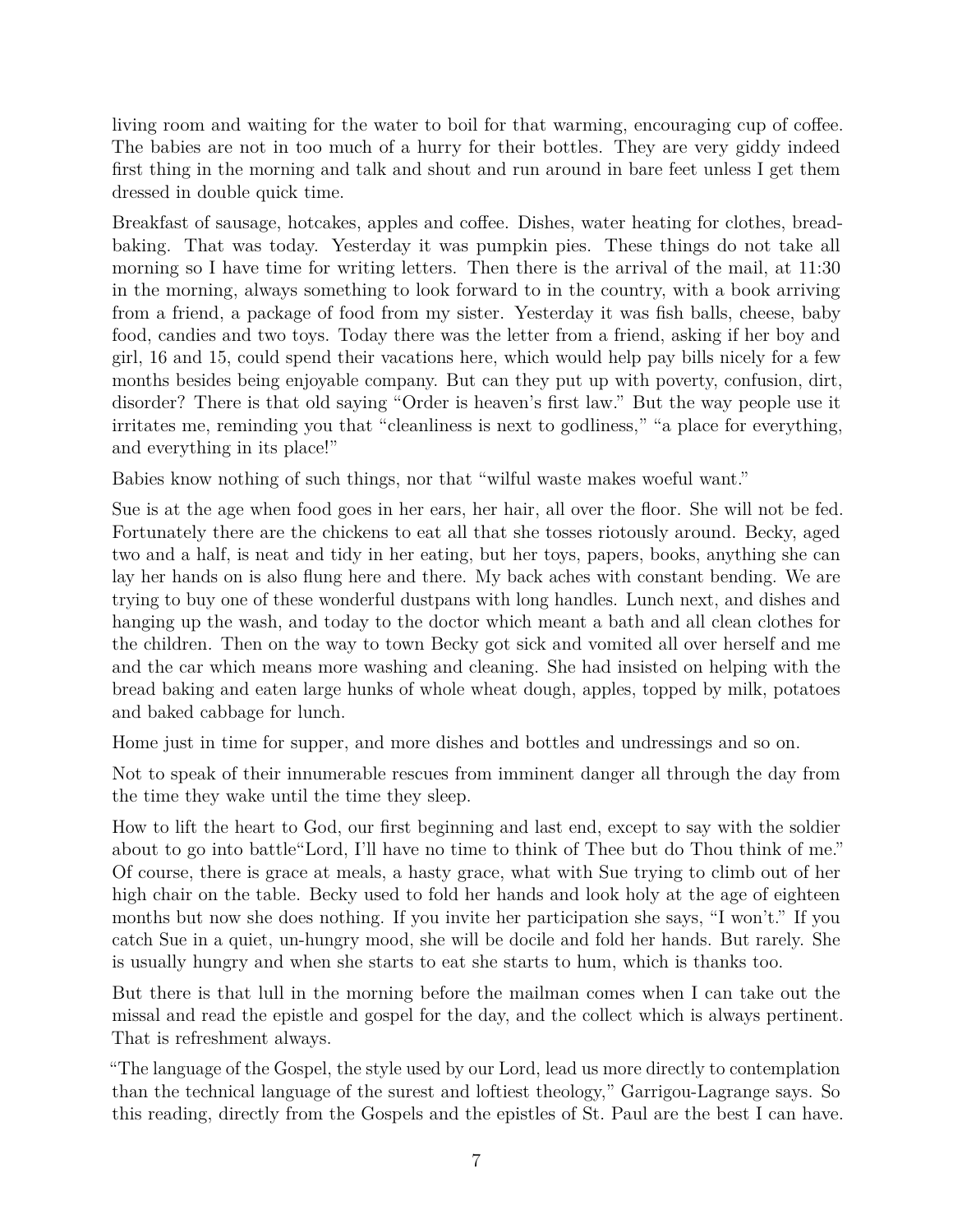living room and waiting for the water to boil for that warming, encouraging cup of coffee. The babies are not in too much of a hurry for their bottles. They are very giddy indeed first thing in the morning and talk and shout and run around in bare feet unless I get them dressed in double quick time.

Breakfast of sausage, hotcakes, apples and coffee. Dishes, water heating for clothes, bread-baking. That was today. Yesterday it was pumpkin pies. These things do not take all morning so I have time for writing letters. Then there is the arrival of the mail, at 11:30 in the morning, always something to look forward to in the country, with a book arriving from a friend, a package of food from my sister. Yesterday it was fish balls, cheese, baby food, candies and two toys. Today there was the letter from a friend, asking if her boy and girl, 16 and 15, could spend their vacations here, which would help pay bills nicely for a few months besides being enjoyable company. But can they put up with poverty, confusion, dirt, disorder? There is that old saying "Order is heaven's first law." But the way people use it irritates me, reminding you that "cleanliness is next to godliness," "a place for everything, and everything in its place!"

Babies know nothing of such things, nor that "wilful waste makes woeful want."

Sue is at the age when food goes in her ears, her hair, all over the floor. She will not be fed. Fortunately there are the chickens to eat all that she tosses riotously around. Becky, aged two and a half, is neat and tidy in her eating, but her toys, papers, books, anything she can lay her hands on is also flung here and there. My back aches with constant bending. We are trying to buy one of these wonderful dustpans with long handles. Lunch next, and dishes and hanging up the wash, and today to the doctor which meant a bath and all clean clothes for the children. Then on the way to town Becky got sick and vomited all over herself and me and the car which means more washing and cleaning. She had insisted on helping with the bread baking and eaten large hunks of whole wheat dough, apples, topped by milk, potatoes and baked cabbage for lunch.

Home just in time for supper, and more dishes and bottles and undressings and so on.

Not to speak of their innumerable rescues from imminent danger all through the day from the time they wake until the time they sleep.

How to lift the heart to God, our first beginning and last end, except to say with the soldier about to go into battle"Lord, I'll have no time to think of Thee but do Thou think of me." Of course, there is grace at meals, a hasty grace, what with Sue trying to climb out of her high chair on the table. Becky used to fold her hands and look holy at the age of eighteen months but now she does nothing. If you invite her participation she says, "I won't." If you catch Sue in a quiet, un-hungry mood, she will be docile and fold her hands. But rarely. She is usually hungry and when she starts to eat she starts to hum, which is thanks too.

But there is that lull in the morning before the mailman comes when I can take out the missal and read the epistle and gospel for the day, and the collect which is always pertinent. That is refreshment always.

"The language of the Gospel, the style used by our Lord, lead us more directly to contemplation than the technical language of the surest and loftiest theology," Garrigou-Lagrange says. So this reading, directly from the Gospels and the epistles of St. Paul are the best I can have.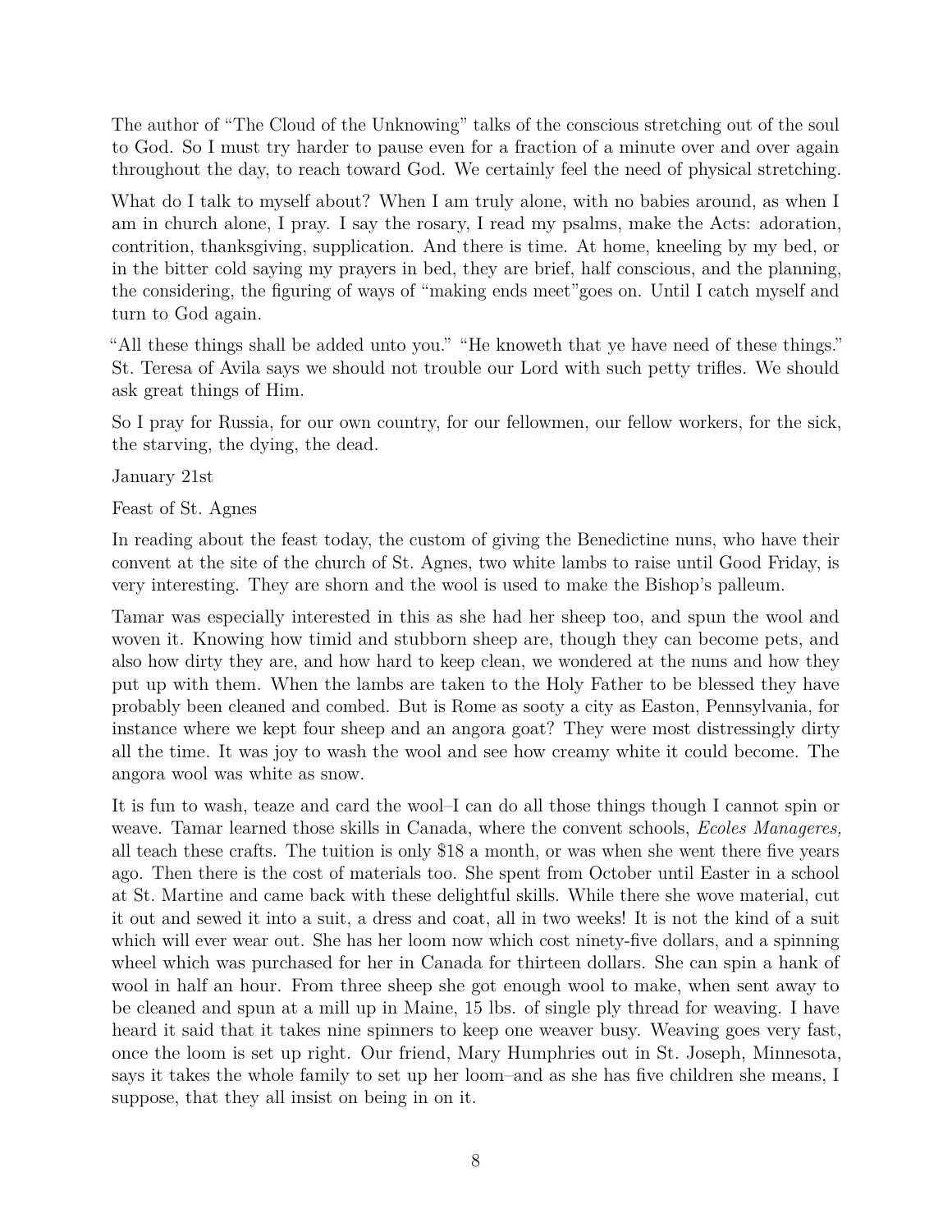The author of "The Cloud of the Unknowing" talks of the conscious stretching out of the soul to God. So I must try harder to pause even for a fraction of a minute over and over again throughout the day, to reach toward God. We certainly feel the need of physical stretching.

What do I talk to myself about? When I am truly alone, with no babies around, as when I am in church alone, I pray. I say the rosary, I read my psalms, make the Acts: adoration, contrition, thanksgiving, supplication. And there is time. At home, kneeling by my bed, or in the bitter cold saying my prayers in bed, they are brief, half conscious, and the planning, the considering, the figuring of ways of "making ends meet"goes on. Until I catch myself and turn to God again.

"All these things shall be added unto you." "He knoweth that ye have need of these things." St. Teresa of Avila says we should not trouble our Lord with such petty trifles. We should ask great things of Him.

So I pray for Russia, for our own country, for our fellowmen, our fellow workers, for the sick, the starving, the dying, the dead.

January 21st

Feast of St. Agnes

In reading about the feast today, the custom of giving the Benedictine nuns, who have their convent at the site of the church of St. Agnes, two white lambs to raise until Good Friday, is very interesting. They are shorn and the wool is used to make the Bishop's palleum.

Tamar was especially interested in this as she had her sheep too, and spun the wool and woven it. Knowing how timid and stubborn sheep are, though they can become pets, and also how dirty they are, and how hard to keep clean, we wondered at the nuns and how they put up with them. When the lambs are taken to the Holy Father to be blessed they have probably been cleaned and combed. But is Rome as sooty a city as Easton, Pennsylvania, for instance where we kept four sheep and an angora goat? They were most distressingly dirty all the time. It was joy to wash the wool and see how creamy white it could become. The angora wool was white as snow.

It is fun to wash, teaze and card the wool–I can do all those things though I cannot spin or weave. Tamar learned those skills in Canada, where the convent schools, *Ecoles Manageres,* all teach these crafts. The tuition is only $18 a month, or was when she went there five years ago. Then there is the cost of materials too. She spent from October until Easter in a school at St. Martine and came back with these delightful skills. While there she wove material, cut it out and sewed it into a suit, a dress and coat, all in two weeks! It is not the kind of a suit which will ever wear out. She has her loom now which cost ninety-five dollars, and a spinning wheel which was purchased for her in Canada for thirteen dollars. She can spin a hank of wool in half an hour. From three sheep she got enough wool to make, when sent away to be cleaned and spun at a mill up in Maine, 15 lbs. of single ply thread for weaving. I have heard it said that it takes nine spinners to keep one weaver busy. Weaving goes very fast, once the loom is set up right. Our friend, Mary Humphries out in St. Joseph, Minnesota, says it takes the whole family to set up her loom–and as she has five children she means, I suppose, that they all insist on being in on it.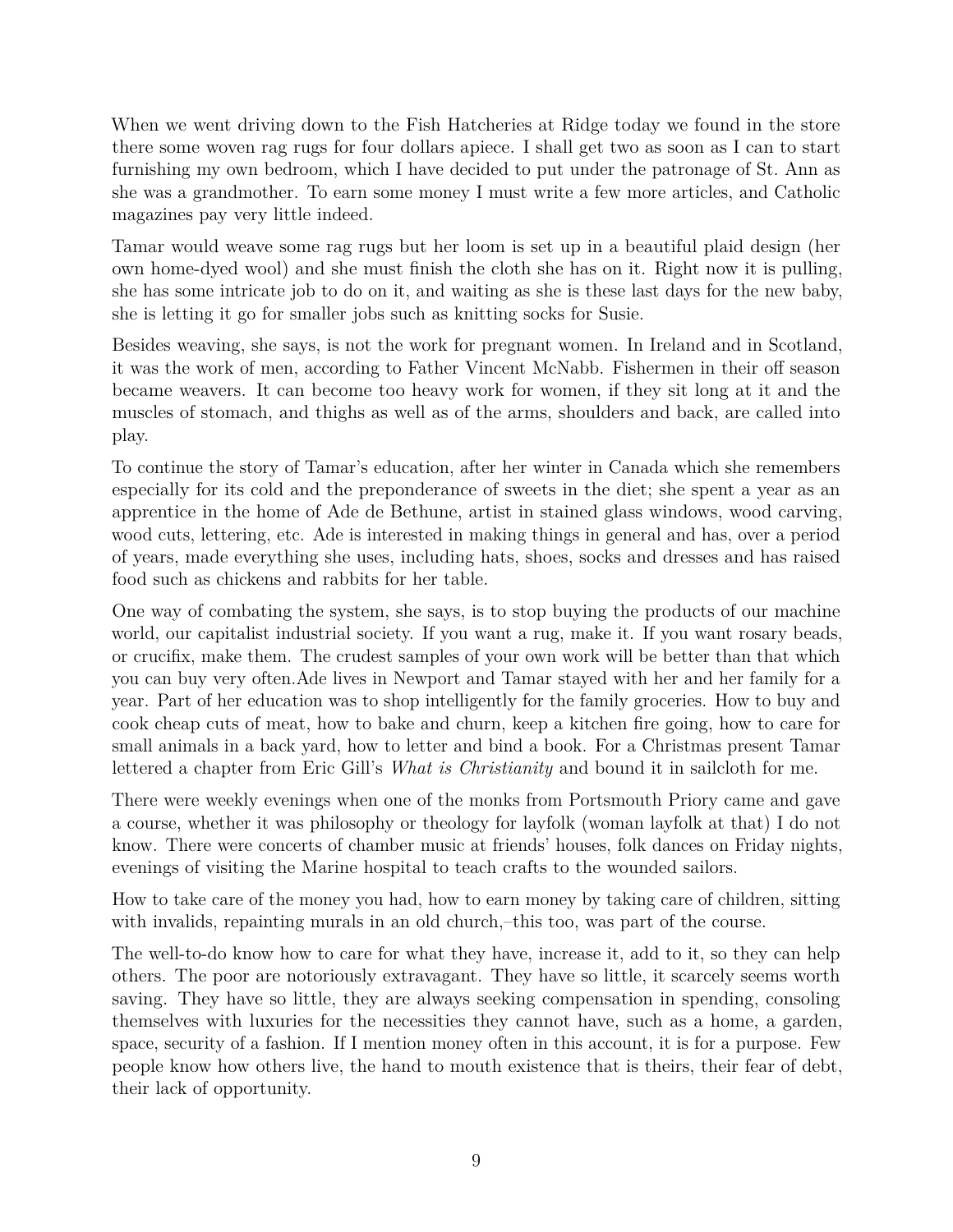When we went driving down to the Fish Hatcheries at Ridge today we found in the store there some woven rag rugs for four dollars apiece. I shall get two as soon as I can to start furnishing my own bedroom, which I have decided to put under the patronage of St. Ann as she was a grandmother. To earn some money I must write a few more articles, and Catholic magazines pay very little indeed.

Tamar would weave some rag rugs but her loom is set up in a beautiful plaid design (her own home-dyed wool) and she must finish the cloth she has on it. Right now it is pulling, she has some intricate job to do on it, and waiting as she is these last days for the new baby, she is letting it go for smaller jobs such as knitting socks for Susie.

Besides weaving, she says, is not the work for pregnant women. In Ireland and in Scotland, it was the work of men, according to Father Vincent McNabb. Fishermen in their off season became weavers. It can become too heavy work for women, if they sit long at it and the muscles of stomach, and thighs as well as of the arms, shoulders and back, are called into play.

To continue the story of Tamar's education, after her winter in Canada which she remembers especially for its cold and the preponderance of sweets in the diet; she spent a year as an apprentice in the home of Ade de Bethune, artist in stained glass windows, wood carving, wood cuts, lettering, etc. Ade is interested in making things in general and has, over a period of years, made everything she uses, including hats, shoes, socks and dresses and has raised food such as chickens and rabbits for her table.

One way of combating the system, she says, is to stop buying the products of our machine world, our capitalist industrial society. If you want a rug, make it. If you want rosary beads, or crucifix, make them. The crudest samples of your own work will be better than that which you can buy very often.Ade lives in Newport and Tamar stayed with her and her family for a year. Part of her education was to shop intelligently for the family groceries. How to buy and cook cheap cuts of meat, how to bake and churn, keep a kitchen fire going, how to care for small animals in a back yard, how to letter and bind a book. For a Christmas present Tamar lettered a chapter from Eric Gill's *What is Christianity* and bound it in sailcloth for me.

There were weekly evenings when one of the monks from Portsmouth Priory came and gave a course, whether it was philosophy or theology for layfolk (woman layfolk at that) I do not know. There were concerts of chamber music at friends' houses, folk dances on Friday nights, evenings of visiting the Marine hospital to teach crafts to the wounded sailors.

How to take care of the money you had, how to earn money by taking care of children, sitting with invalids, repainting murals in an old church,–this too, was part of the course.

The well-to-do know how to care for what they have, increase it, add to it, so they can help others. The poor are notoriously extravagant. They have so little, it scarcely seems worth saving. They have so little, they are always seeking compensation in spending, consoling themselves with luxuries for the necessities they cannot have, such as a home, a garden, space, security of a fashion. If I mention money often in this account, it is for a purpose. Few people know how others live, the hand to mouth existence that is theirs, their fear of debt, their lack of opportunity.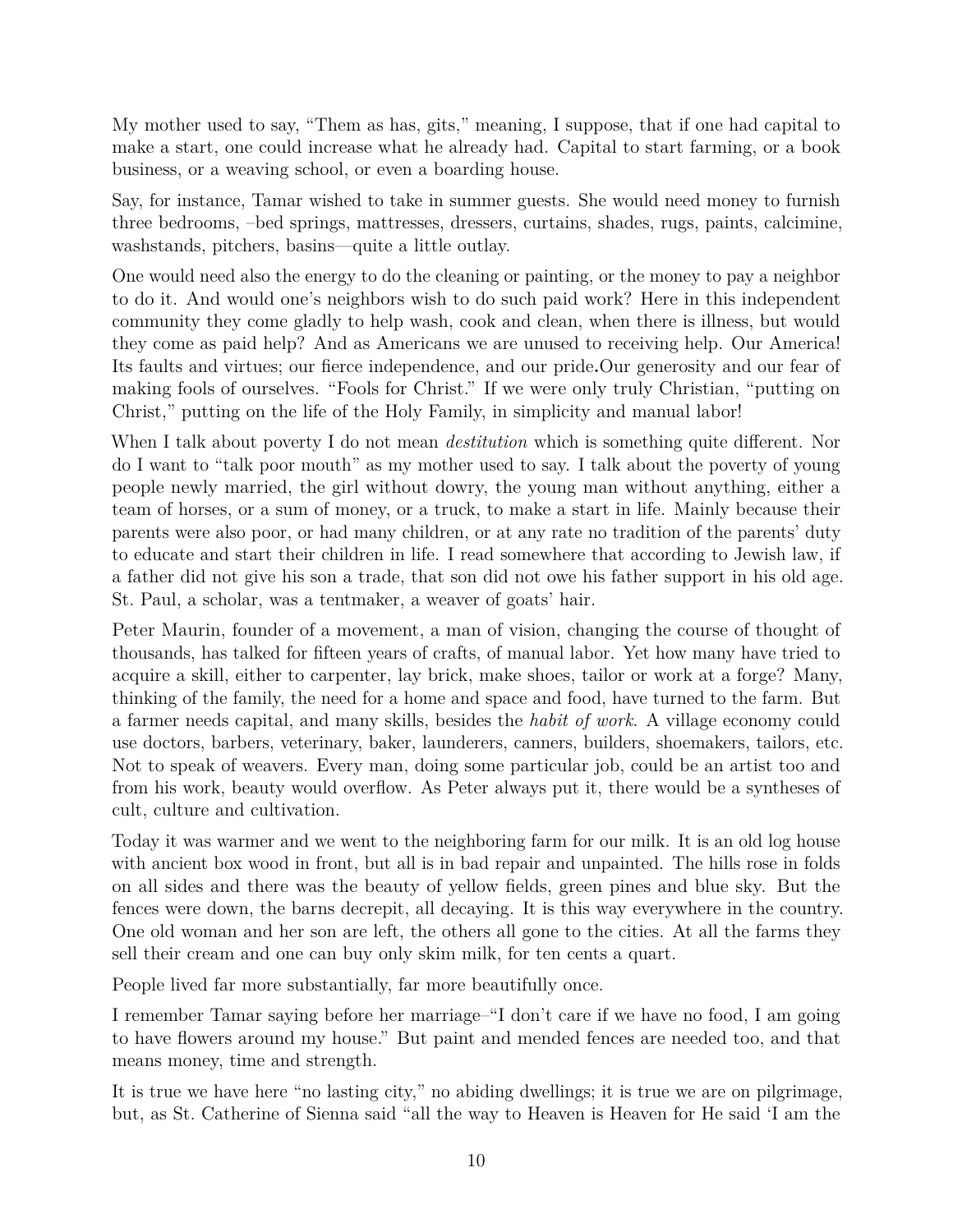My mother used to say, "Them as has, gits," meaning, I suppose, that if one had capital to make a start, one could increase what he already had. Capital to start farming, or a book business, or a weaving school, or even a boarding house.

Say, for instance, Tamar wished to take in summer guests. She would need money to furnish three bedrooms, –bed springs, mattresses, dressers, curtains, shades, rugs, paints, calcimine, washstands, pitchers, basins—quite a little outlay.

One would need also the energy to do the cleaning or painting, or the money to pay a neighbor to do it. And would one's neighbors wish to do such paid work? Here in this independent community they come gladly to help wash, cook and clean, when there is illness, but would they come as paid help? And as Americans we are unused to receiving help. Our America! Its faults and virtues; our fierce independence, and our pride**.**Our generosity and our fear of making fools of ourselves. "Fools for Christ." If we were only truly Christian, "putting on Christ," putting on the life of the Holy Family, in simplicity and manual labor!

When I talk about poverty I do not mean *destitution* which is something quite different. Nor do I want to "talk poor mouth" as my mother used to say. I talk about the poverty of young people newly married, the girl without dowry, the young man without anything, either a team of horses, or a sum of money, or a truck, to make a start in life. Mainly because their parents were also poor, or had many children, or at any rate no tradition of the parents' duty to educate and start their children in life. I read somewhere that according to Jewish law, if a father did not give his son a trade, that son did not owe his father support in his old age. St. Paul, a scholar, was a tentmaker, a weaver of goats' hair.

Peter Maurin, founder of a movement, a man of vision, changing the course of thought of thousands, has talked for fifteen years of crafts, of manual labor. Yet how many have tried to acquire a skill, either to carpenter, lay brick, make shoes, tailor or work at a forge? Many, thinking of the family, the need for a home and space and food, have turned to the farm. But a farmer needs capital, and many skills, besides the *habit of work*. A village economy could use doctors, barbers, veterinary, baker, launderers, canners, builders, shoemakers, tailors, etc. Not to speak of weavers. Every man, doing some particular job, could be an artist too and from his work, beauty would overflow. As Peter always put it, there would be a syntheses of cult, culture and cultivation.

Today it was warmer and we went to the neighboring farm for our milk. It is an old log house with ancient box wood in front, but all is in bad repair and unpainted. The hills rose in folds on all sides and there was the beauty of yellow fields, green pines and blue sky. But the fences were down, the barns decrepit, all decaying. It is this way everywhere in the country. One old woman and her son are left, the others all gone to the cities. At all the farms they sell their cream and one can buy only skim milk, for ten cents a quart.

People lived far more substantially, far more beautifully once.

I remember Tamar saying before her marriage–"I don't care if we have no food, I am going to have flowers around my house." But paint and mended fences are needed too, and that means money, time and strength.

It is true we have here "no lasting city," no abiding dwellings; it is true we are on pilgrimage, but, as St. Catherine of Sienna said "all the way to Heaven is Heaven for He said 'I am the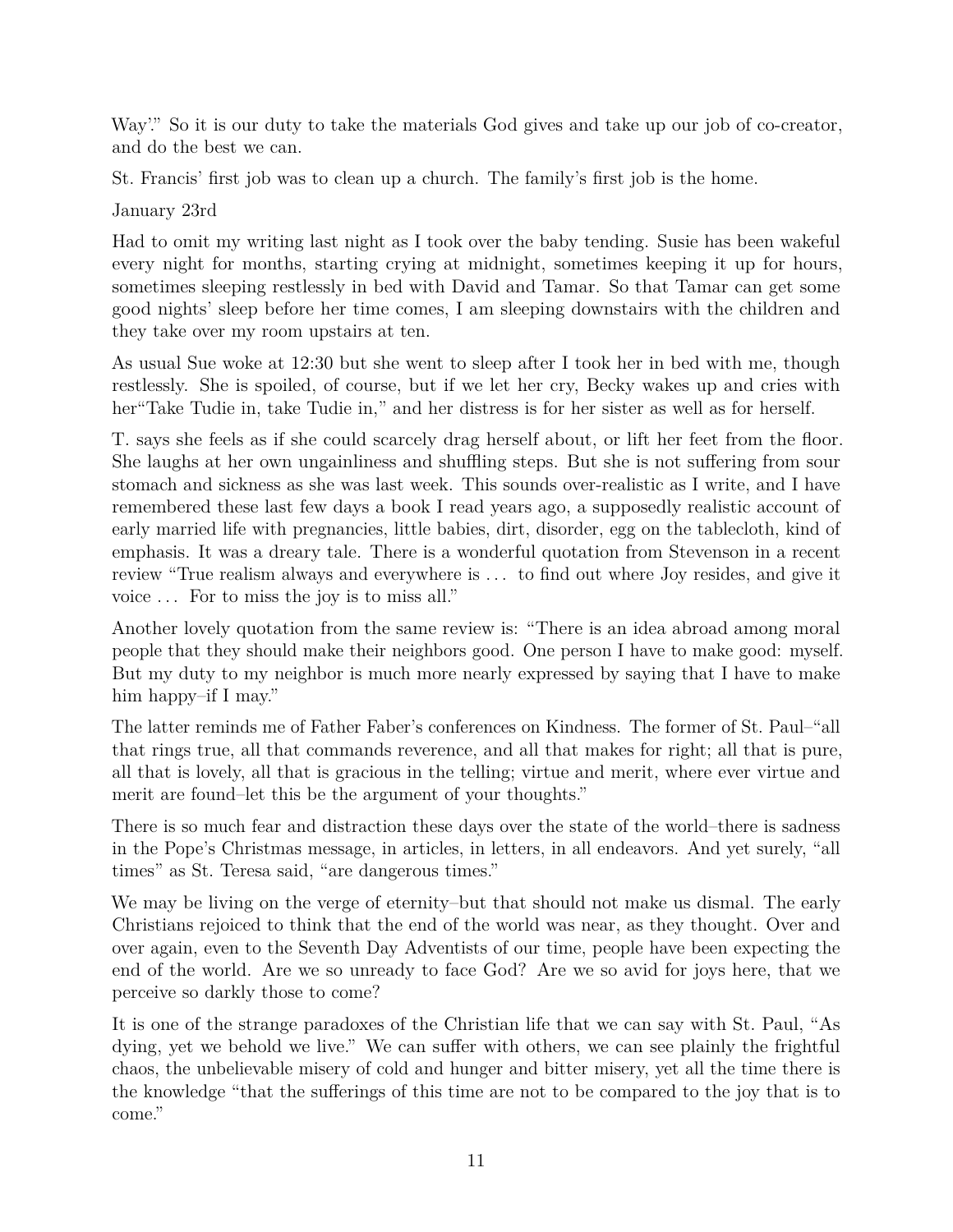Way'." So it is our duty to take the materials God gives and take up our job of co-creator, and do the best we can.

St. Francis' first job was to clean up a church. The family's first job is the home.

January 23rd

Had to omit my writing last night as I took over the baby tending. Susie has been wakeful every night for months, starting crying at midnight, sometimes keeping it up for hours, sometimes sleeping restlessly in bed with David and Tamar. So that Tamar can get some good nights' sleep before her time comes, I am sleeping downstairs with the children and they take over my room upstairs at ten.

As usual Sue woke at 12:30 but she went to sleep after I took her in bed with me, though restlessly. She is spoiled, of course, but if we let her cry, Becky wakes up and cries with her"Take Tudie in, take Tudie in," and her distress is for her sister as well as for herself.

T. says she feels as if she could scarcely drag herself about, or lift her feet from the floor. She laughs at her own ungainliness and shuffling steps. But she is not suffering from sour stomach and sickness as she was last week. This sounds over-realistic as I write, and I have remembered these last few days a book I read years ago, a supposedly realistic account of early married life with pregnancies, little babies, dirt, disorder, egg on the tablecloth, kind of emphasis. It was a dreary tale. There is a wonderful quotation from Stevenson in a recent review "True realism always and everywhere is . . . to find out where Joy resides, and give it voice . . . For to miss the joy is to miss all."

Another lovely quotation from the same review is: "There is an idea abroad among moral people that they should make their neighbors good. One person I have to make good: myself. But my duty to my neighbor is much more nearly expressed by saying that I have to make him happy–if I may."

The latter reminds me of Father Faber's conferences on Kindness. The former of St. Paul–"all that rings true, all that commands reverence, and all that makes for right; all that is pure, all that is lovely, all that is gracious in the telling; virtue and merit, where ever virtue and merit are found–let this be the argument of your thoughts."

There is so much fear and distraction these days over the state of the world–there is sadness in the Pope's Christmas message, in articles, in letters, in all endeavors. And yet surely, "all times" as St. Teresa said, "are dangerous times."

We may be living on the verge of eternity–but that should not make us dismal. The early Christians rejoiced to think that the end of the world was near, as they thought. Over and over again, even to the Seventh Day Adventists of our time, people have been expecting the end of the world. Are we so unready to face God? Are we so avid for joys here, that we perceive so darkly those to come?

It is one of the strange paradoxes of the Christian life that we can say with St. Paul, "As dying, yet we behold we live." We can suffer with others, we can see plainly the frightful chaos, the unbelievable misery of cold and hunger and bitter misery, yet all the time there is the knowledge "that the sufferings of this time are not to be compared to the joy that is to come."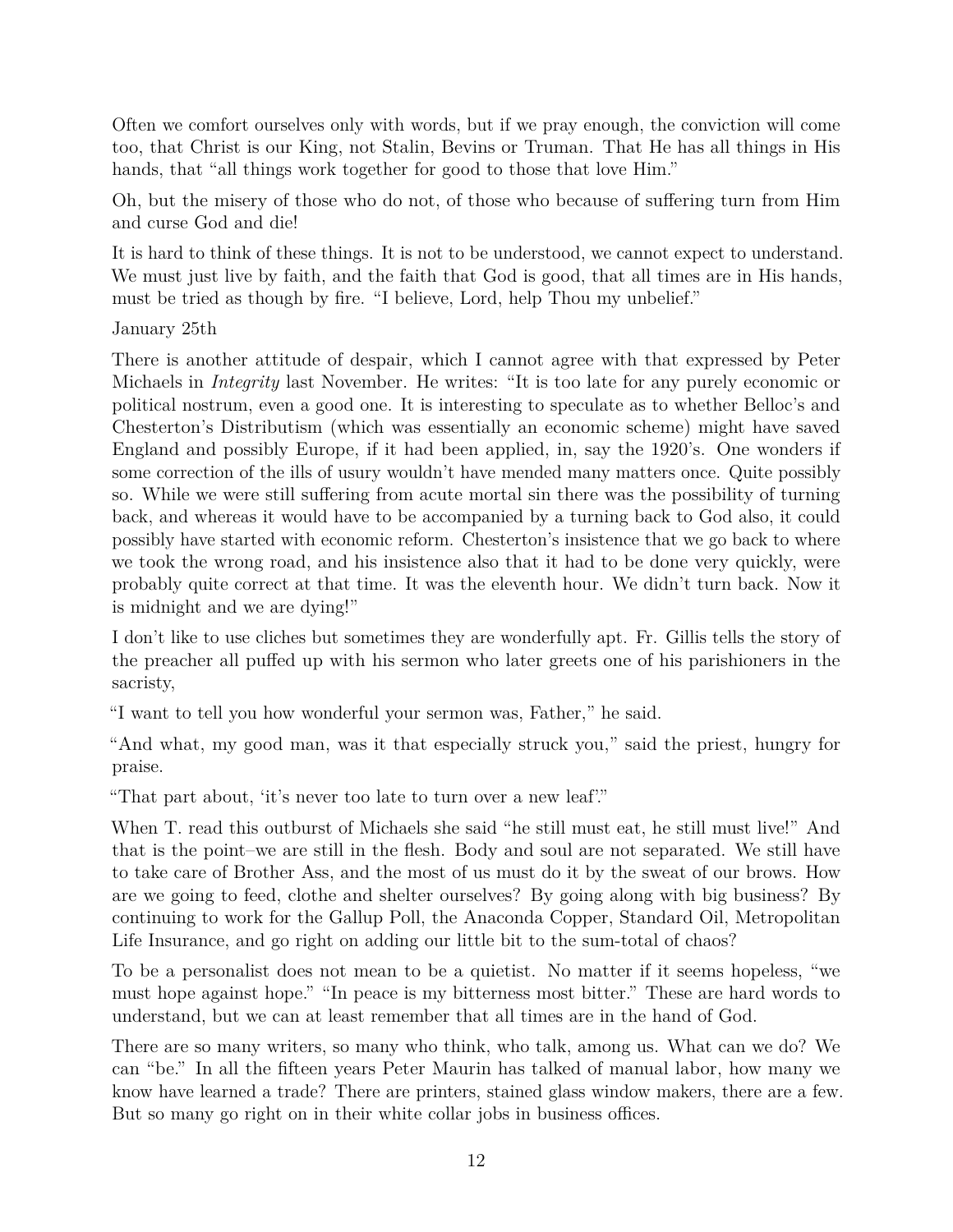Often we comfort ourselves only with words, but if we pray enough, the conviction will come too, that Christ is our King, not Stalin, Bevins or Truman. That He has all things in His hands, that "all things work together for good to those that love Him."

Oh, but the misery of those who do not, of those who because of suffering turn from Him and curse God and die!

It is hard to think of these things. It is not to be understood, we cannot expect to understand. We must just live by faith, and the faith that God is good, that all times are in His hands, must be tried as though by fire. "I believe, Lord, help Thou my unbelief."

January 25th

There is another attitude of despair, which I cannot agree with that expressed by Peter Michaels in *Integrity* last November. He writes: "It is too late for any purely economic or political nostrum, even a good one. It is interesting to speculate as to whether Belloc's and Chesterton's Distributism (which was essentially an economic scheme) might have saved England and possibly Europe, if it had been applied, in, say the 1920's. One wonders if some correction of the ills of usury wouldn't have mended many matters once. Quite possibly so. While we were still suffering from acute mortal sin there was the possibility of turning back, and whereas it would have to be accompanied by a turning back to God also, it could possibly have started with economic reform. Chesterton's insistence that we go back to where we took the wrong road, and his insistence also that it had to be done very quickly, were probably quite correct at that time. It was the eleventh hour. We didn't turn back. Now it is midnight and we are dying!"

I don't like to use cliches but sometimes they are wonderfully apt. Fr. Gillis tells the story of the preacher all puffed up with his sermon who later greets one of his parishioners in the sacristy,

"I want to tell you how wonderful your sermon was, Father," he said.

"And what, my good man, was it that especially struck you," said the priest, hungry for praise.

"That part about, 'it's never too late to turn over a new leaf'."

When T. read this outburst of Michaels she said "he still must eat, he still must live!" And that is the point–we are still in the flesh. Body and soul are not separated. We still have to take care of Brother Ass, and the most of us must do it by the sweat of our brows. How are we going to feed, clothe and shelter ourselves? By going along with big business? By continuing to work for the Gallup Poll, the Anaconda Copper, Standard Oil, Metropolitan Life Insurance, and go right on adding our little bit to the sum-total of chaos?

To be a personalist does not mean to be a quietist. No matter if it seems hopeless, "we must hope against hope." "In peace is my bitterness most bitter." These are hard words to understand, but we can at least remember that all times are in the hand of God.

There are so many writers, so many who think, who talk, among us. What can we do? We can "be." In all the fifteen years Peter Maurin has talked of manual labor, how many we know have learned a trade? There are printers, stained glass window makers, there are a few. But so many go right on in their white collar jobs in business offices.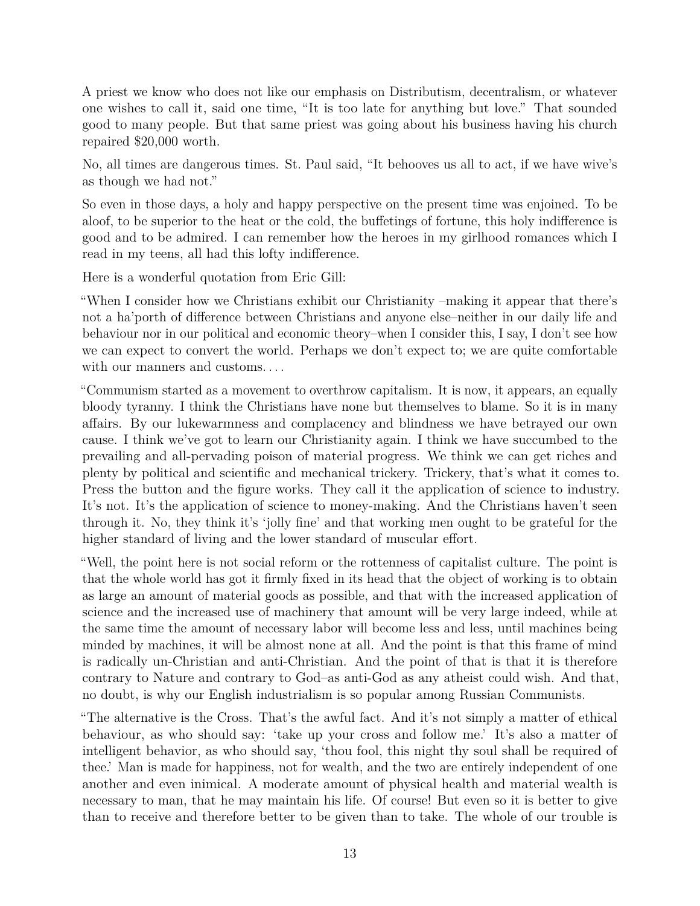A priest we know who does not like our emphasis on Distributism, decentralism, or whatever one wishes to call it, said one time, "It is too late for anything but love." That sounded good to many people. But that same priest was going about his business having his church repaired $20,000 worth.

No, all times are dangerous times. St. Paul said, "It behooves us all to act, if we have wive's as though we had not."

So even in those days, a holy and happy perspective on the present time was enjoined. To be aloof, to be superior to the heat or the cold, the buffetings of fortune, this holy indifference is good and to be admired. I can remember how the heroes in my girlhood romances which I read in my teens, all had this lofty indifference.

Here is a wonderful quotation from Eric Gill:

"When I consider how we Christians exhibit our Christianity –making it appear that there's not a ha'porth of difference between Christians and anyone else–neither in our daily life and behaviour nor in our political and economic theory–when I consider this, I say, I don't see how we can expect to convert the world. Perhaps we don't expect to; we are quite comfortable with our manners and customs. . . .

"Communism started as a movement to overthrow capitalism. It is now, it appears, an equally bloody tyranny. I think the Christians have none but themselves to blame. So it is in many affairs. By our lukewarmness and complacency and blindness we have betrayed our own cause. I think we've got to learn our Christianity again. I think we have succumbed to the prevailing and all-pervading poison of material progress. We think we can get riches and plenty by political and scientific and mechanical trickery. Trickery, that's what it comes to. Press the button and the figure works. They call it the application of science to industry. It's not. It's the application of science to money-making. And the Christians haven't seen through it. No, they think it's 'jolly fine' and that working men ought to be grateful for the higher standard of living and the lower standard of muscular effort.

"Well, the point here is not social reform or the rottenness of capitalist culture. The point is that the whole world has got it firmly fixed in its head that the object of working is to obtain as large an amount of material goods as possible, and that with the increased application of science and the increased use of machinery that amount will be very large indeed, while at the same time the amount of necessary labor will become less and less, until machines being minded by machines, it will be almost none at all. And the point is that this frame of mind is radically un-Christian and anti-Christian. And the point of that is that it is therefore contrary to Nature and contrary to God–as anti-God as any atheist could wish. And that, no doubt, is why our English industrialism is so popular among Russian Communists.

"The alternative is the Cross. That's the awful fact. And it's not simply a matter of ethical behaviour, as who should say: 'take up your cross and follow me.' It's also a matter of intelligent behavior, as who should say, 'thou fool, this night thy soul shall be required of thee.' Man is made for happiness, not for wealth, and the two are entirely independent of one another and even inimical. A moderate amount of physical health and material wealth is necessary to man, that he may maintain his life. Of course! But even so it is better to give than to receive and therefore better to be given than to take. The whole of our trouble is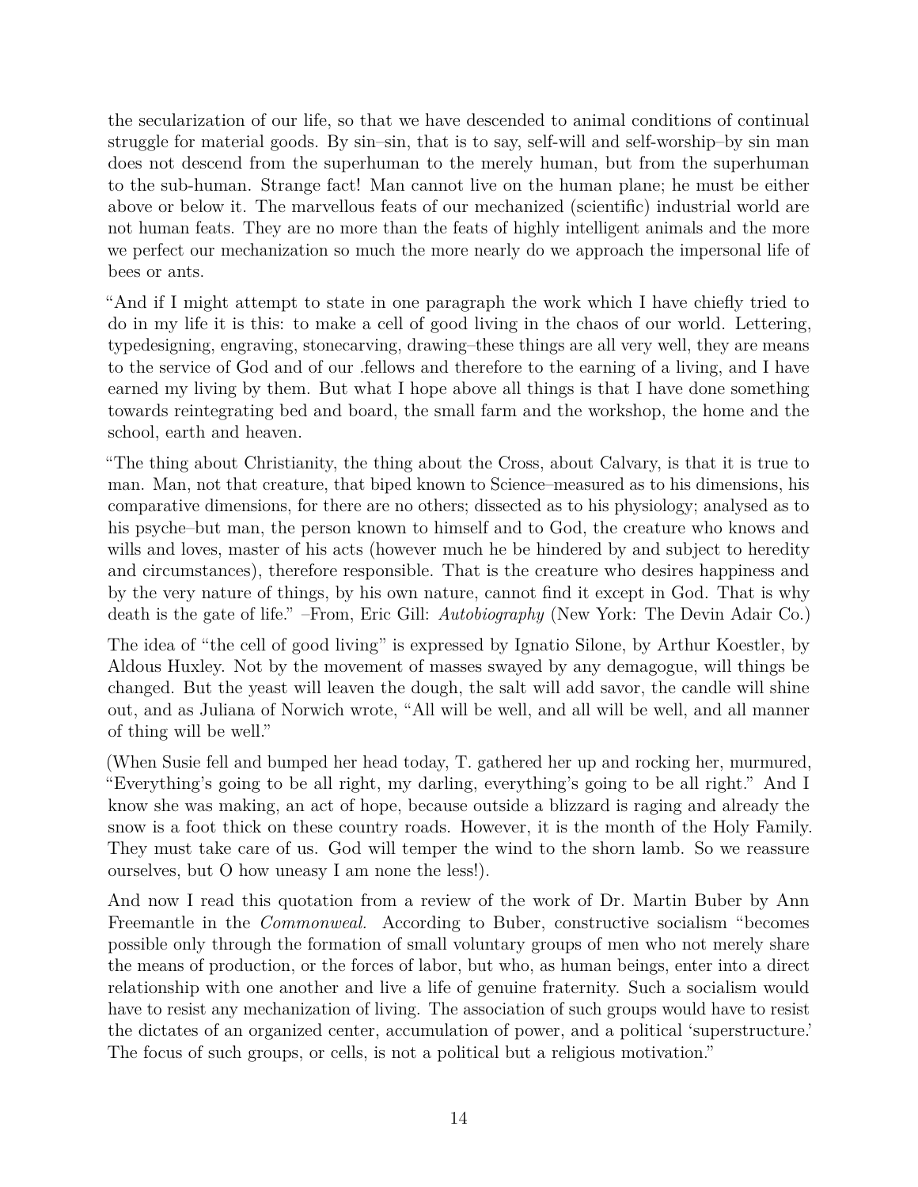the secularization of our life, so that we have descended to animal conditions of continual struggle for material goods. By sin–sin, that is to say, self-will and self-worship–by sin man does not descend from the superhuman to the merely human, but from the superhuman to the sub-human. Strange fact! Man cannot live on the human plane; he must be either above or below it. The marvellous feats of our mechanized (scientific) industrial world are not human feats. They are no more than the feats of highly intelligent animals and the more we perfect our mechanization so much the more nearly do we approach the impersonal life of bees or ants.

"And if I might attempt to state in one paragraph the work which I have chiefly tried to do in my life it is this: to make a cell of good living in the chaos of our world. Lettering, typedesigning, engraving, stonecarving, drawing–these things are all very well, they are means to the service of God and of our .fellows and therefore to the earning of a living, and I have earned my living by them. But what I hope above all things is that I have done something towards reintegrating bed and board, the small farm and the workshop, the home and the school, earth and heaven.

"The thing about Christianity, the thing about the Cross, about Calvary, is that it is true to man. Man, not that creature, that biped known to Science–measured as to his dimensions, his comparative dimensions, for there are no others; dissected as to his physiology; analysed as to his psyche–but man, the person known to himself and to God, the creature who knows and wills and loves, master of his acts (however much he be hindered by and subject to heredity and circumstances), therefore responsible. That is the creature who desires happiness and by the very nature of things, by his own nature, cannot find it except in God. That is why death is the gate of life." –From, Eric Gill: *Autobiography* (New York: The Devin Adair Co.)

The idea of "the cell of good living" is expressed by Ignatio Silone, by Arthur Koestler, by Aldous Huxley. Not by the movement of masses swayed by any demagogue, will things be changed. But the yeast will leaven the dough, the salt will add savor, the candle will shine out, and as Juliana of Norwich wrote, "All will be well, and all will be well, and all manner of thing will be well."

(When Susie fell and bumped her head today, T. gathered her up and rocking her, murmured, "Everything's going to be all right, my darling, everything's going to be all right." And I know she was making, an act of hope, because outside a blizzard is raging and already the snow is a foot thick on these country roads. However, it is the month of the Holy Family. They must take care of us. God will temper the wind to the shorn lamb. So we reassure ourselves, but O how uneasy I am none the less!).

And now I read this quotation from a review of the work of Dr. Martin Buber by Ann Freemantle in the *Commonweal.* According to Buber, constructive socialism "becomes possible only through the formation of small voluntary groups of men who not merely share the means of production, or the forces of labor, but who, as human beings, enter into a direct relationship with one another and live a life of genuine fraternity. Such a socialism would have to resist any mechanization of living. The association of such groups would have to resist the dictates of an organized center, accumulation of power, and a political 'superstructure.' The focus of such groups, or cells, is not a political but a religious motivation."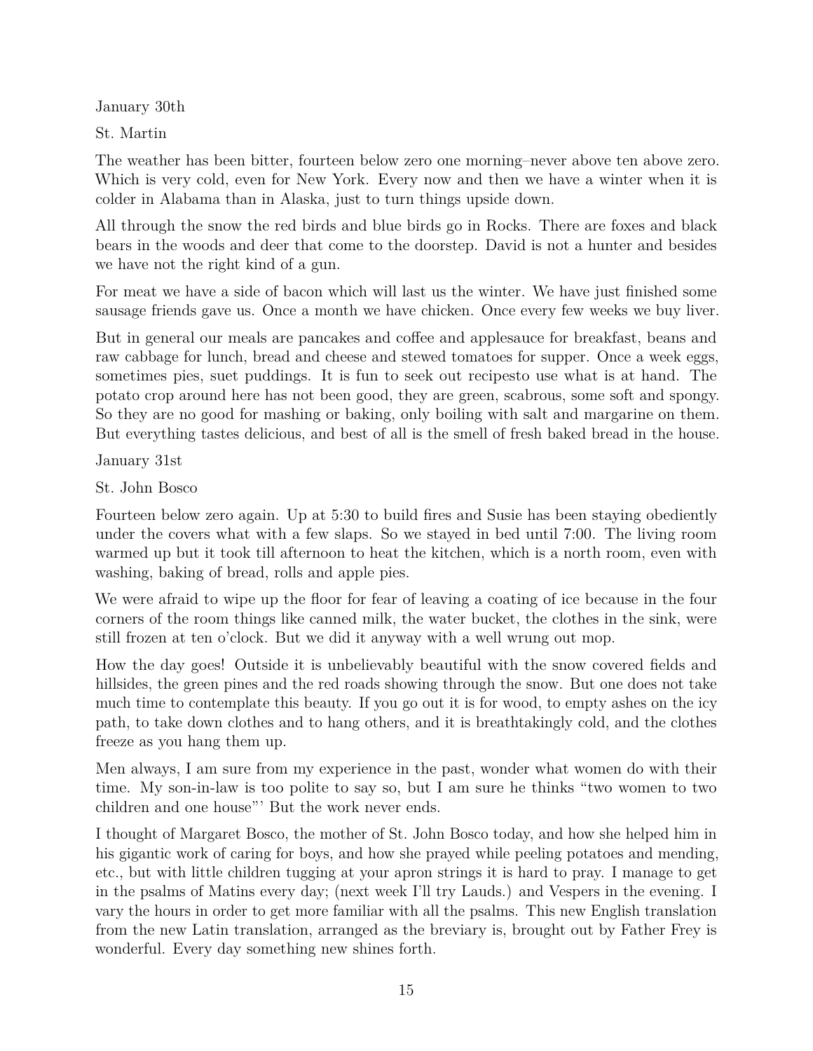January 30th

St. Martin

The weather has been bitter, fourteen below zero one morning–never above ten above zero. Which is very cold, even for New York. Every now and then we have a winter when it is colder in Alabama than in Alaska, just to turn things upside down.

All through the snow the red birds and blue birds go in Rocks. There are foxes and black bears in the woods and deer that come to the doorstep. David is not a hunter and besides we have not the right kind of a gun.

For meat we have a side of bacon which will last us the winter. We have just finished some sausage friends gave us. Once a month we have chicken. Once every few weeks we buy liver.

But in general our meals are pancakes and coffee and applesauce for breakfast, beans and raw cabbage for lunch, bread and cheese and stewed tomatoes for supper. Once a week eggs, sometimes pies, suet puddings. It is fun to seek out recipesto use what is at hand. The potato crop around here has not been good, they are green, scabrous, some soft and spongy. So they are no good for mashing or baking, only boiling with salt and margarine on them. But everything tastes delicious, and best of all is the smell of fresh baked bread in the house.

January 31st

St. John Bosco

Fourteen below zero again. Up at 5:30 to build fires and Susie has been staying obediently under the covers what with a few slaps. So we stayed in bed until 7:00. The living room warmed up but it took till afternoon to heat the kitchen, which is a north room, even with washing, baking of bread, rolls and apple pies.

We were afraid to wipe up the floor for fear of leaving a coating of ice because in the four corners of the room things like canned milk, the water bucket, the clothes in the sink, were still frozen at ten o'clock. But we did it anyway with a well wrung out mop.

How the day goes! Outside it is unbelievably beautiful with the snow covered fields and hillsides, the green pines and the red roads showing through the snow. But one does not take much time to contemplate this beauty. If you go out it is for wood, to empty ashes on the icy path, to take down clothes and to hang others, and it is breathtakingly cold, and the clothes freeze as you hang them up.

Men always, I am sure from my experience in the past, wonder what women do with their time. My son-in-law is too polite to say so, but I am sure he thinks "two women to two children and one house"' But the work never ends.

I thought of Margaret Bosco, the mother of St. John Bosco today, and how she helped him in his gigantic work of caring for boys, and how she prayed while peeling potatoes and mending, etc., but with little children tugging at your apron strings it is hard to pray. I manage to get in the psalms of Matins every day; (next week I'll try Lauds.) and Vespers in the evening. I vary the hours in order to get more familiar with all the psalms. This new English translation from the new Latin translation, arranged as the breviary is, brought out by Father Frey is wonderful. Every day something new shines forth.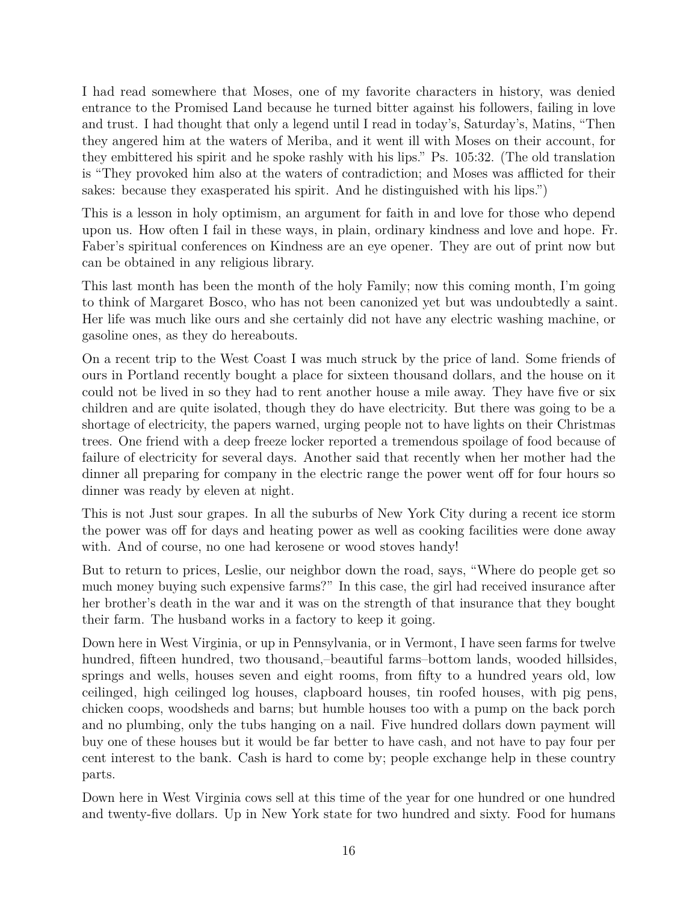I had read somewhere that Moses, one of my favorite characters in history, was denied entrance to the Promised Land because he turned bitter against his followers, failing in love and trust. I had thought that only a legend until I read in today's, Saturday's, Matins, "Then they angered him at the waters of Meriba, and it went ill with Moses on their account, for they embittered his spirit and he spoke rashly with his lips." Ps. 105:32. (The old translation is "They provoked him also at the waters of contradiction; and Moses was afflicted for their sakes: because they exasperated his spirit. And he distinguished with his lips.")

This is a lesson in holy optimism, an argument for faith in and love for those who depend upon us. How often I fail in these ways, in plain, ordinary kindness and love and hope. Fr. Faber's spiritual conferences on Kindness are an eye opener. They are out of print now but can be obtained in any religious library.

This last month has been the month of the holy Family; now this coming month, I'm going to think of Margaret Bosco, who has not been canonized yet but was undoubtedly a saint. Her life was much like ours and she certainly did not have any electric washing machine, or gasoline ones, as they do hereabouts.

On a recent trip to the West Coast I was much struck by the price of land. Some friends of ours in Portland recently bought a place for sixteen thousand dollars, and the house on it could not be lived in so they had to rent another house a mile away. They have five or six children and are quite isolated, though they do have electricity. But there was going to be a shortage of electricity, the papers warned, urging people not to have lights on their Christmas trees. One friend with a deep freeze locker reported a tremendous spoilage of food because of failure of electricity for several days. Another said that recently when her mother had the dinner all preparing for company in the electric range the power went off for four hours so dinner was ready by eleven at night.

This is not Just sour grapes. In all the suburbs of New York City during a recent ice storm the power was off for days and heating power as well as cooking facilities were done away with. And of course, no one had kerosene or wood stoves handy!

But to return to prices, Leslie, our neighbor down the road, says, "Where do people get so much money buying such expensive farms?" In this case, the girl had received insurance after her brother's death in the war and it was on the strength of that insurance that they bought their farm. The husband works in a factory to keep it going.

Down here in West Virginia, or up in Pennsylvania, or in Vermont, I have seen farms for twelve hundred, fifteen hundred, two thousand,–beautiful farms–bottom lands, wooded hillsides, springs and wells, houses seven and eight rooms, from fifty to a hundred years old, low ceilinged, high ceilinged log houses, clapboard houses, tin roofed houses, with pig pens, chicken coops, woodsheds and barns; but humble houses too with a pump on the back porch and no plumbing, only the tubs hanging on a nail. Five hundred dollars down payment will buy one of these houses but it would be far better to have cash, and not have to pay four per cent interest to the bank. Cash is hard to come by; people exchange help in these country parts.

Down here in West Virginia cows sell at this time of the year for one hundred or one hundred and twenty-five dollars. Up in New York state for two hundred and sixty. Food for humans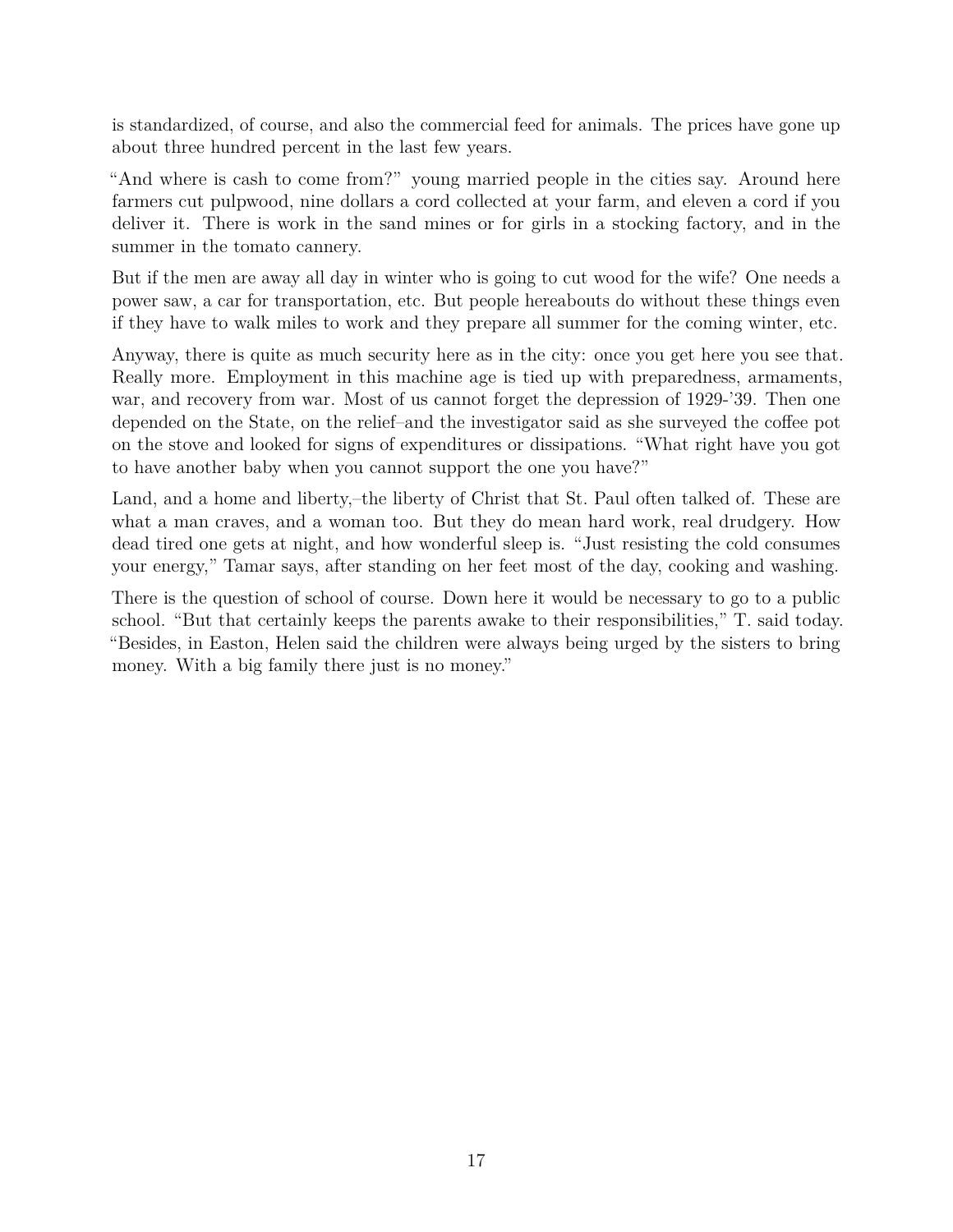is standardized, of course, and also the commercial feed for animals. The prices have gone up about three hundred percent in the last few years.

"And where is cash to come from?" young married people in the cities say. Around here farmers cut pulpwood, nine dollars a cord collected at your farm, and eleven a cord if you deliver it. There is work in the sand mines or for girls in a stocking factory, and in the summer in the tomato cannery.

But if the men are away all day in winter who is going to cut wood for the wife? One needs a power saw, a car for transportation, etc. But people hereabouts do without these things even if they have to walk miles to work and they prepare all summer for the coming winter, etc.

Anyway, there is quite as much security here as in the city: once you get here you see that. Really more. Employment in this machine age is tied up with preparedness, armaments, war, and recovery from war. Most of us cannot forget the depression of 1929-'39. Then one depended on the State, on the relief–and the investigator said as she surveyed the coffee pot on the stove and looked for signs of expenditures or dissipations. "What right have you got to have another baby when you cannot support the one you have?"

Land, and a home and liberty,–the liberty of Christ that St. Paul often talked of. These are what a man craves, and a woman too. But they do mean hard work, real drudgery. How dead tired one gets at night, and how wonderful sleep is. "Just resisting the cold consumes your energy," Tamar says, after standing on her feet most of the day, cooking and washing.

There is the question of school of course. Down here it would be necessary to go to a public school. "But that certainly keeps the parents awake to their responsibilities," T. said today. "Besides, in Easton, Helen said the children were always being urged by the sisters to bring money. With a big family there just is no money."